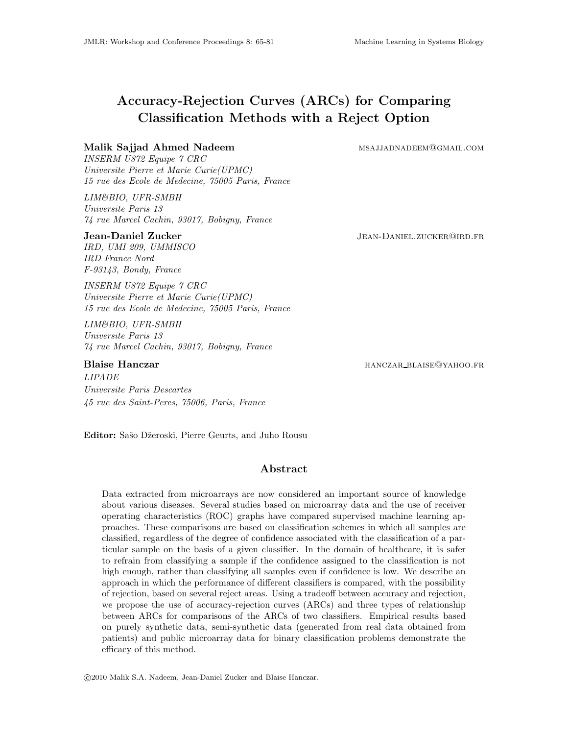# Accuracy-Rejection Curves (ARCs) for Comparing Classification Methods with a Reject Option

**Malik Sajjad Ahmed Nadeem** msajjadnadeem@gmail.com

*INSERM U872 Equipe 7 CRC*
*Universite Pierre et Marie Curie(UPMC)*
*15 rue des Ecole de Medecine, 75005 Paris, France*

*LIM&BIO, UFR-SMBH*
*Universite Paris 13*
*74 rue Marcel Cachin, 93017, Bobigny, France*

**Jean-Daniel Zucker** Jean-Daniel.zucker@ird.fr

*IRD, UMI 209, UMMISCO*
*IRD France Nord*
*F-93143, Bondy, France*

*INSERM U872 Equipe 7 CRC*
*Universite Pierre et Marie Curie(UPMC)*
*15 rue des Ecole de Medecine, 75005 Paris, France*

*LIM&BIO, UFR-SMBH*
*Universite Paris 13*
*74 rue Marcel Cachin, 93017, Bobigny, France*

**Blaise Hanczar** hanczar_blaise@yahoo.fr

*LIPADE*
*Universite Paris Descartes*
*45 rue des Saint-Peres, 75006, Paris, France*

**Editor:** Sašo Džeroski, Pierre Geurts, and Juho Rousu

## Abstract

Data extracted from microarrays are now considered an important source of knowledge about various diseases. Several studies based on microarray data and the use of receiver operating characteristics (ROC) graphs have compared supervised machine learning approaches. These comparisons are based on classification schemes in which all samples are classified, regardless of the degree of confidence associated with the classification of a particular sample on the basis of a given classifier. In the domain of healthcare, it is safer to refrain from classifying a sample if the confidence assigned to the classification is not high enough, rather than classifying all samples even if confidence is low. We describe an approach in which the performance of different classifiers is compared, with the possibility of rejection, based on several reject areas. Using a tradeoff between accuracy and rejection, we propose the use of accuracy-rejection curves (ARCs) and three types of relationship between ARCs for comparisons of the ARCs of two classifiers. Empirical results based on purely synthetic data, semi-synthetic data (generated from real data obtained from patients) and public microarray data for binary classification problems demonstrate the efficacy of this method.

©2010 Malik S.A. Nadeem, Jean-Daniel Zucker and Blaise Hanczar.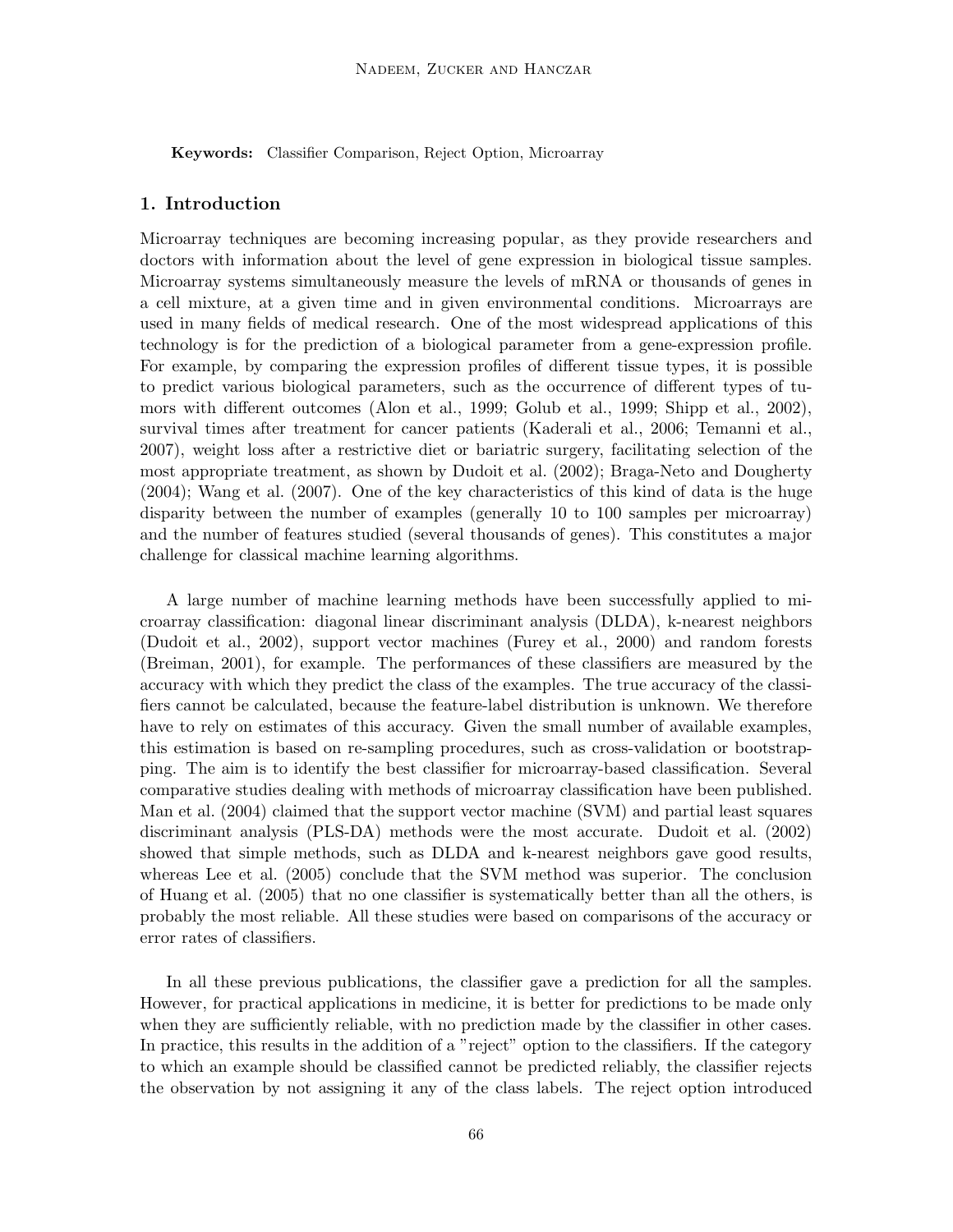**Keywords:** Classifier Comparison, Reject Option, Microarray

## 1. Introduction

Microarray techniques are becoming increasing popular, as they provide researchers and doctors with information about the level of gene expression in biological tissue samples. Microarray systems simultaneously measure the levels of mRNA or thousands of genes in a cell mixture, at a given time and in given environmental conditions. Microarrays are used in many fields of medical research. One of the most widespread applications of this technology is for the prediction of a biological parameter from a gene-expression profile. For example, by comparing the expression profiles of different tissue types, it is possible to predict various biological parameters, such as the occurrence of different types of tumors with different outcomes (Alon et al., 1999; Golub et al., 1999; Shipp et al., 2002), survival times after treatment for cancer patients (Kaderali et al., 2006; Temanni et al., 2007), weight loss after a restrictive diet or bariatric surgery, facilitating selection of the most appropriate treatment, as shown by Dudoit et al. (2002); Braga-Neto and Dougherty (2004); Wang et al. (2007). One of the key characteristics of this kind of data is the huge disparity between the number of examples (generally 10 to 100 samples per microarray) and the number of features studied (several thousands of genes). This constitutes a major challenge for classical machine learning algorithms.

A large number of machine learning methods have been successfully applied to microarray classification: diagonal linear discriminant analysis (DLDA), k-nearest neighbors (Dudoit et al., 2002), support vector machines (Furey et al., 2000) and random forests (Breiman, 2001), for example. The performances of these classifiers are measured by the accuracy with which they predict the class of the examples. The true accuracy of the classifiers cannot be calculated, because the feature-label distribution is unknown. We therefore have to rely on estimates of this accuracy. Given the small number of available examples, this estimation is based on re-sampling procedures, such as cross-validation or bootstrapping. The aim is to identify the best classifier for microarray-based classification. Several comparative studies dealing with methods of microarray classification have been published. Man et al. (2004) claimed that the support vector machine (SVM) and partial least squares discriminant analysis (PLS-DA) methods were the most accurate. Dudoit et al. (2002) showed that simple methods, such as DLDA and k-nearest neighbors gave good results, whereas Lee et al. (2005) conclude that the SVM method was superior. The conclusion of Huang et al. (2005) that no one classifier is systematically better than all the others, is probably the most reliable. All these studies were based on comparisons of the accuracy or error rates of classifiers.

In all these previous publications, the classifier gave a prediction for all the samples. However, for practical applications in medicine, it is better for predictions to be made only when they are sufficiently reliable, with no prediction made by the classifier in other cases. In practice, this results in the addition of a "reject" option to the classifiers. If the category to which an example should be classified cannot be predicted reliably, the classifier rejects the observation by not assigning it any of the class labels. The reject option introduced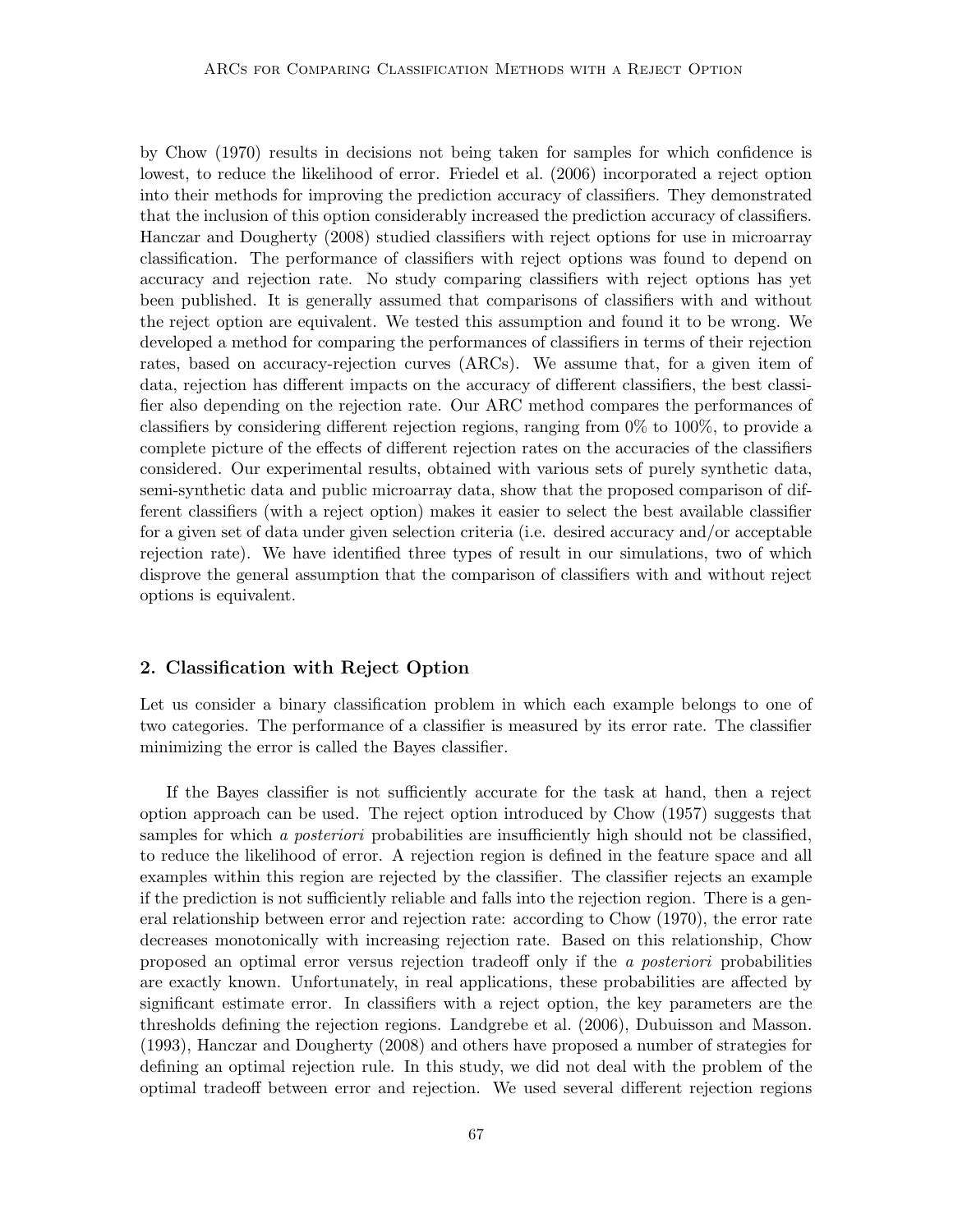by Chow (1970) results in decisions not being taken for samples for which confidence is lowest, to reduce the likelihood of error. Friedel et al. (2006) incorporated a reject option into their methods for improving the prediction accuracy of classifiers. They demonstrated that the inclusion of this option considerably increased the prediction accuracy of classifiers. Hanczar and Dougherty (2008) studied classifiers with reject options for use in microarray classification. The performance of classifiers with reject options was found to depend on accuracy and rejection rate. No study comparing classifiers with reject options has yet been published. It is generally assumed that comparisons of classifiers with and without the reject option are equivalent. We tested this assumption and found it to be wrong. We developed a method for comparing the performances of classifiers in terms of their rejection rates, based on accuracy-rejection curves (ARCs). We assume that, for a given item of data, rejection has different impacts on the accuracy of different classifiers, the best classifier also depending on the rejection rate. Our ARC method compares the performances of classifiers by considering different rejection regions, ranging from 0% to 100%, to provide a complete picture of the effects of different rejection rates on the accuracies of the classifiers considered. Our experimental results, obtained with various sets of purely synthetic data, semi-synthetic data and public microarray data, show that the proposed comparison of different classifiers (with a reject option) makes it easier to select the best available classifier for a given set of data under given selection criteria (i.e. desired accuracy and/or acceptable rejection rate). We have identified three types of result in our simulations, two of which disprove the general assumption that the comparison of classifiers with and without reject options is equivalent.

## 2. Classification with Reject Option

Let us consider a binary classification problem in which each example belongs to one of two categories. The performance of a classifier is measured by its error rate. The classifier minimizing the error is called the Bayes classifier.

If the Bayes classifier is not sufficiently accurate for the task at hand, then a reject option approach can be used. The reject option introduced by Chow (1957) suggests that samples for which *a posteriori* probabilities are insufficiently high should not be classified, to reduce the likelihood of error. A rejection region is defined in the feature space and all examples within this region are rejected by the classifier. The classifier rejects an example if the prediction is not sufficiently reliable and falls into the rejection region. There is a general relationship between error and rejection rate: according to Chow (1970), the error rate decreases monotonically with increasing rejection rate. Based on this relationship, Chow proposed an optimal error versus rejection tradeoff only if the *a posteriori* probabilities are exactly known. Unfortunately, in real applications, these probabilities are affected by significant estimate error. In classifiers with a reject option, the key parameters are the thresholds defining the rejection regions. Landgrebe et al. (2006), Dubuisson and Masson. (1993), Hanczar and Dougherty (2008) and others have proposed a number of strategies for defining an optimal rejection rule. In this study, we did not deal with the problem of the optimal tradeoff between error and rejection. We used several different rejection regions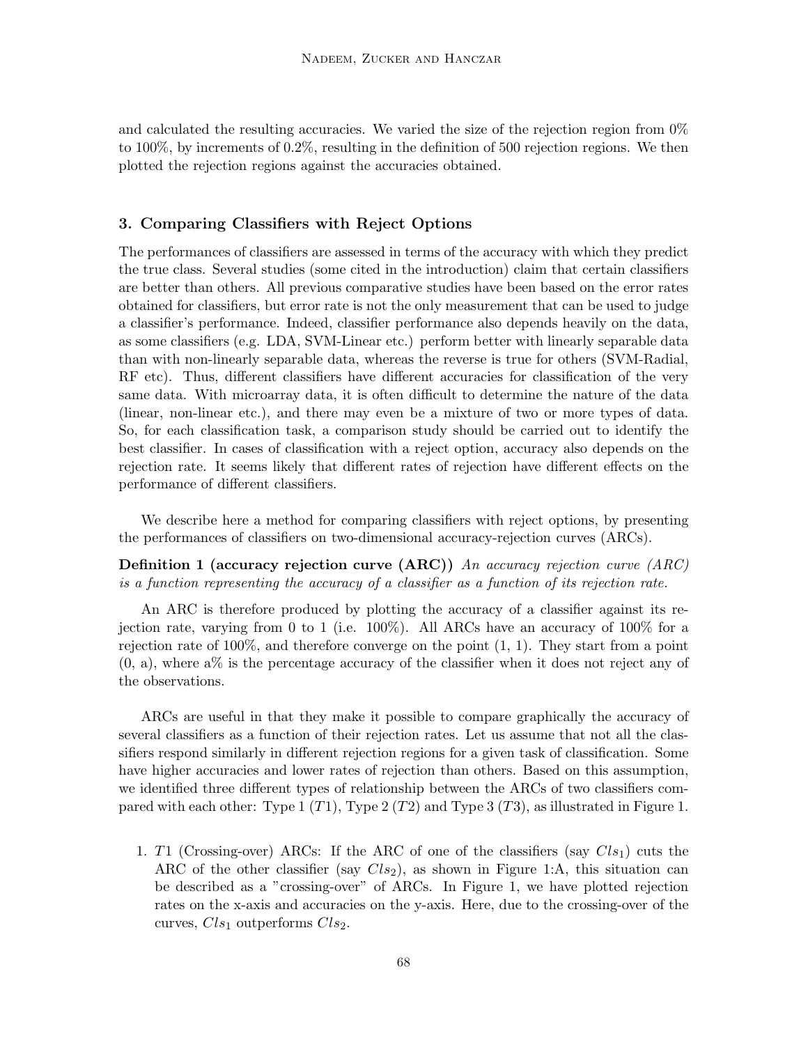and calculated the resulting accuracies. We varied the size of the rejection region from 0% to 100%, by increments of 0.2%, resulting in the definition of 500 rejection regions. We then plotted the rejection regions against the accuracies obtained.

## 3. Comparing Classifiers with Reject Options

The performances of classifiers are assessed in terms of the accuracy with which they predict the true class. Several studies (some cited in the introduction) claim that certain classifiers are better than others. All previous comparative studies have been based on the error rates obtained for classifiers, but error rate is not the only measurement that can be used to judge a classifier's performance. Indeed, classifier performance also depends heavily on the data, as some classifiers (e.g. LDA, SVM-Linear etc.) perform better with linearly separable data than with non-linearly separable data, whereas the reverse is true for others (SVM-Radial, RF etc). Thus, different classifiers have different accuracies for classification of the very same data. With microarray data, it is often difficult to determine the nature of the data (linear, non-linear etc.), and there may even be a mixture of two or more types of data. So, for each classification task, a comparison study should be carried out to identify the best classifier. In cases of classification with a reject option, accuracy also depends on the rejection rate. It seems likely that different rates of rejection have different effects on the performance of different classifiers.

We describe here a method for comparing classifiers with reject options, by presenting the performances of classifiers on two-dimensional accuracy-rejection curves (ARCs).

**Definition 1 (accuracy rejection curve (ARC))** *An accuracy rejection curve (ARC) is a function representing the accuracy of a classifier as a function of its rejection rate.*

An ARC is therefore produced by plotting the accuracy of a classifier against its rejection rate, varying from 0 to 1 (i.e. 100%). All ARCs have an accuracy of 100% for a rejection rate of 100%, and therefore converge on the point (1, 1). They start from a point (0, a), where a% is the percentage accuracy of the classifier when it does not reject any of the observations.

ARCs are useful in that they make it possible to compare graphically the accuracy of several classifiers as a function of their rejection rates. Let us assume that not all the classifiers respond similarly in different rejection regions for a given task of classification. Some have higher accuracies and lower rates of rejection than others. Based on this assumption, we identified three different types of relationship between the ARCs of two classifiers compared with each other: Type 1 ($T1$), Type 2 ($T2$) and Type 3 ($T3$), as illustrated in Figure 1.

1. $T1$ (Crossing-over) ARCs: If the ARC of one of the classifiers (say $Cls_1$) cuts the ARC of the other classifier (say $Cls_2$), as shown in Figure 1:A, this situation can be described as a "crossing-over" of ARCs. In Figure 1, we have plotted rejection rates on the x-axis and accuracies on the y-axis. Here, due to the crossing-over of the curves, $Cls_1$ outperforms $Cls_2$.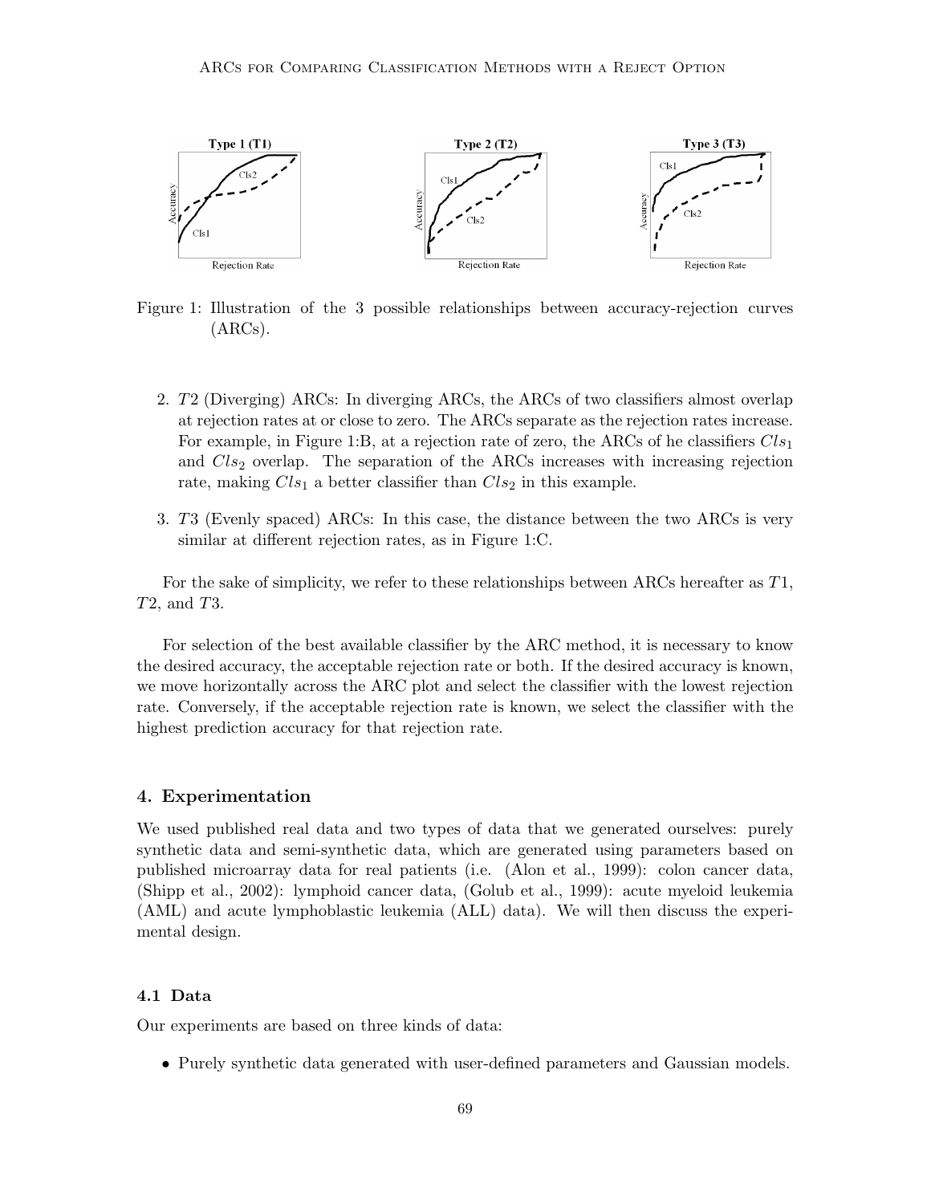Figure 1: Illustration of the 3 possible relationships between accuracy-rejection curves (ARCs).

2. $T2$ (Diverging) ARCs: In diverging ARCs, the ARCs of two classifiers almost overlap at rejection rates at or close to zero. The ARCs separate as the rejection rates increase. For example, in Figure 1:B, at a rejection rate of zero, the ARCs of he classifiers $Cls_1$ and $Cls_2$ overlap. The separation of the ARCs increases with increasing rejection rate, making $Cls_1$ a better classifier than $Cls_2$ in this example.

3. $T3$ (Evenly spaced) ARCs: In this case, the distance between the two ARCs is very similar at different rejection rates, as in Figure 1:C.

For the sake of simplicity, we refer to these relationships between ARCs hereafter as $T1$, $T2$, and $T3$.

For selection of the best available classifier by the ARC method, it is necessary to know the desired accuracy, the acceptable rejection rate or both. If the desired accuracy is known, we move horizontally across the ARC plot and select the classifier with the lowest rejection rate. Conversely, if the acceptable rejection rate is known, we select the classifier with the highest prediction accuracy for that rejection rate.

## 4. Experimentation

We used published real data and two types of data that we generated ourselves: purely synthetic data and semi-synthetic data, which are generated using parameters based on published microarray data for real patients (i.e. (Alon et al., 1999): colon cancer data, (Shipp et al., 2002): lymphoid cancer data, (Golub et al., 1999): acute myeloid leukemia (AML) and acute lymphoblastic leukemia (ALL) data). We will then discuss the experimental design.

### 4.1 Data

Our experiments are based on three kinds of data:

- Purely synthetic data generated with user-defined parameters and Gaussian models.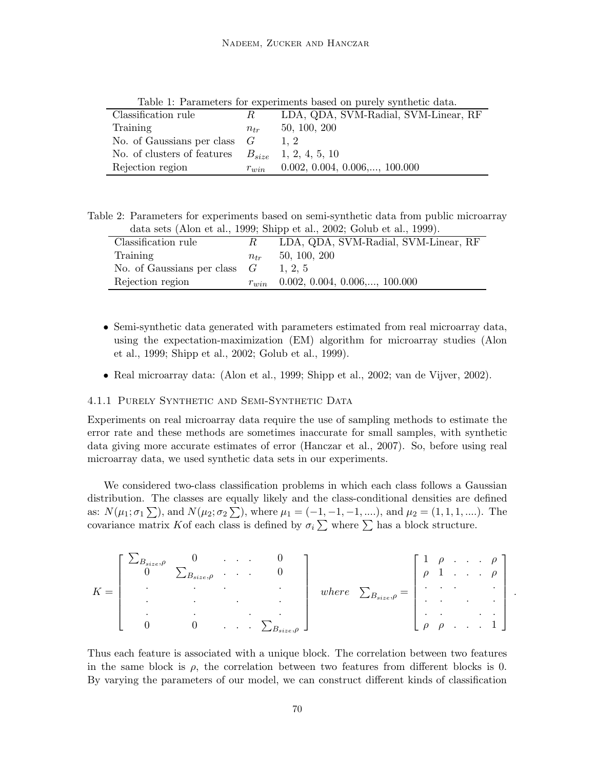Table 1: Parameters for experiments based on purely synthetic data.

| | | |
|---|---|---|
| Classification rule | $R$ | LDA, QDA, SVM-Radial, SVM-Linear, RF |
| Training | $n_{tr}$ | 50, 100, 200 |
| No. of Gaussians per class | $G$ | 1, 2 |
| No. of clusters of features | $B_{size}$ | 1, 2, 4, 5, 10 |
| Rejection region | $r_{win}$ | 0.002, 0.004, 0.006,..., 100.000 |

Table 2: Parameters for experiments based on semi-synthetic data from public microarray data sets (Alon et al., 1999; Shipp et al., 2002; Golub et al., 1999).

| | | |
|---|---|---|
| Classification rule | $R$ | LDA, QDA, SVM-Radial, SVM-Linear, RF |
| Training | $n_{tr}$ | 50, 100, 200 |
| No. of Gaussians per class | $G$ | 1, 2, 5 |
| Rejection region | $r_{win}$ | 0.002, 0.004, 0.006,..., 100.000 |

- Semi-synthetic data generated with parameters estimated from real microarray data, using the expectation-maximization (EM) algorithm for microarray studies (Alon et al., 1999; Shipp et al., 2002; Golub et al., 1999).
- Real microarray data: (Alon et al., 1999; Shipp et al., 2002; van de Vijver, 2002).

#### 4.1.1 Purely Synthetic and Semi-Synthetic Data

Experiments on real microarray data require the use of sampling methods to estimate the error rate and these methods are sometimes inaccurate for small samples, with synthetic data giving more accurate estimates of error (Hanczar et al., 2007). So, before using real microarray data, we used synthetic data sets in our experiments.

We considered two-class classification problems in which each class follows a Gaussian distribution. The classes are equally likely and the class-conditional densities are defined as: $N(\mu_1; \sigma_1 \sum)$, and $N(\mu_2; \sigma_2 \sum)$, where $\mu_1 = (-1, -1, -1, ....)$, and $\mu_2 = (1, 1, 1, ....)$. The covariance matrix $K$of each class is defined by $\sigma_i \sum$ where $\sum$ has a block structure.

$$
K = \begin{bmatrix} \sum_{B_{size},\rho} & 0 & . & . & . & 0 \\ 0 & \sum_{B_{size},\rho} & . & . & . & 0 \\ . & . & . & & & . \\ . & . & & . & & . \\ . & . & & & . & . \\ 0 & 0 & . & . & . & \sum_{B_{size},\rho} \end{bmatrix} \quad where \quad \sum_{B_{size},\rho} = \begin{bmatrix} 1 & \rho & . & . & . & \rho \\ \rho & 1 & . & . & . & \rho \\ . & . & . & & & . \\ . & . & & . & & . \\ . & . & & & . & . \\ \rho & \rho & . & . & . & 1 \end{bmatrix} .
$$

Thus each feature is associated with a unique block. The correlation between two features in the same block is $\rho$, the correlation between two features from different blocks is 0. By varying the parameters of our model, we can construct different kinds of classification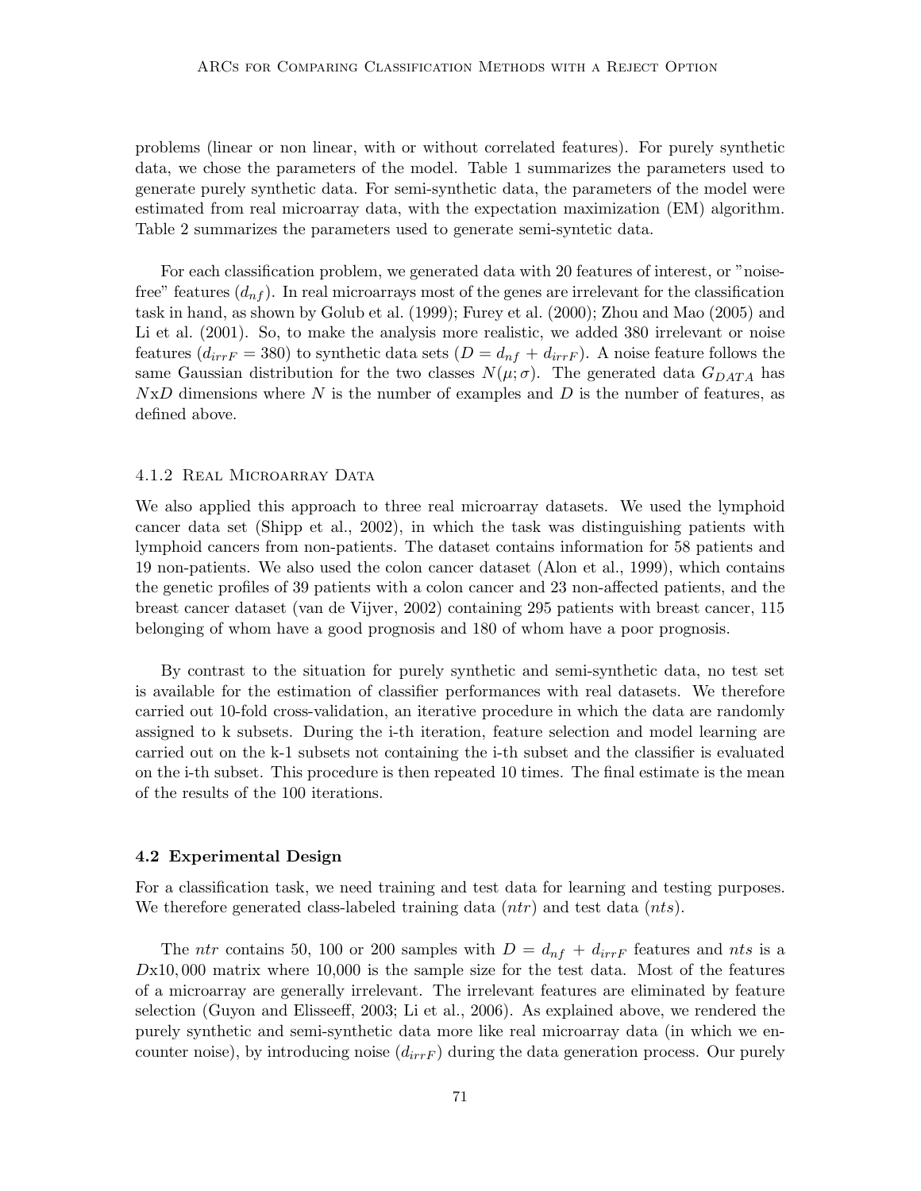problems (linear or non linear, with or without correlated features). For purely synthetic data, we chose the parameters of the model. Table 1 summarizes the parameters used to generate purely synthetic data. For semi-synthetic data, the parameters of the model were estimated from real microarray data, with the expectation maximization (EM) algorithm. Table 2 summarizes the parameters used to generate semi-syntetic data.

For each classification problem, we generated data with 20 features of interest, or "noise-free" features ($d_{nf}$). In real microarrays most of the genes are irrelevant for the classification task in hand, as shown by Golub et al. (1999); Furey et al. (2000); Zhou and Mao (2005) and Li et al. (2001). So, to make the analysis more realistic, we added 380 irrelevant or noise features ($d_{irrF} = 380$) to synthetic data sets ($D = d_{nf} + d_{irrF}$). A noise feature follows the same Gaussian distribution for the two classes $N(\mu; \sigma)$. The generated data $G_{DATA}$ has $N$x$D$ dimensions where $N$ is the number of examples and $D$ is the number of features, as defined above.

#### 4.1.2 Real Microarray Data

We also applied this approach to three real microarray datasets. We used the lymphoid cancer data set (Shipp et al., 2002), in which the task was distinguishing patients with lymphoid cancers from non-patients. The dataset contains information for 58 patients and 19 non-patients. We also used the colon cancer dataset (Alon et al., 1999), which contains the genetic profiles of 39 patients with a colon cancer and 23 non-affected patients, and the breast cancer dataset (van de Vijver, 2002) containing 295 patients with breast cancer, 115 belonging of whom have a good prognosis and 180 of whom have a poor prognosis.

By contrast to the situation for purely synthetic and semi-synthetic data, no test set is available for the estimation of classifier performances with real datasets. We therefore carried out 10-fold cross-validation, an iterative procedure in which the data are randomly assigned to k subsets. During the i-th iteration, feature selection and model learning are carried out on the k-1 subsets not containing the i-th subset and the classifier is evaluated on the i-th subset. This procedure is then repeated 10 times. The final estimate is the mean of the results of the 100 iterations.

### 4.2 Experimental Design

For a classification task, we need training and test data for learning and testing purposes. We therefore generated class-labeled training data (*ntr*) and test data (*nts*).

The *ntr* contains 50, 100 or 200 samples with $D = d_{nf} + d_{irrF}$ features and *nts* is a $D$x$10,000$ matrix where 10,000 is the sample size for the test data. Most of the features of a microarray are generally irrelevant. The irrelevant features are eliminated by feature selection (Guyon and Elisseeff, 2003; Li et al., 2006). As explained above, we rendered the purely synthetic and semi-synthetic data more like real microarray data (in which we encounter noise), by introducing noise ($d_{irrF}$) during the data generation process. Our purely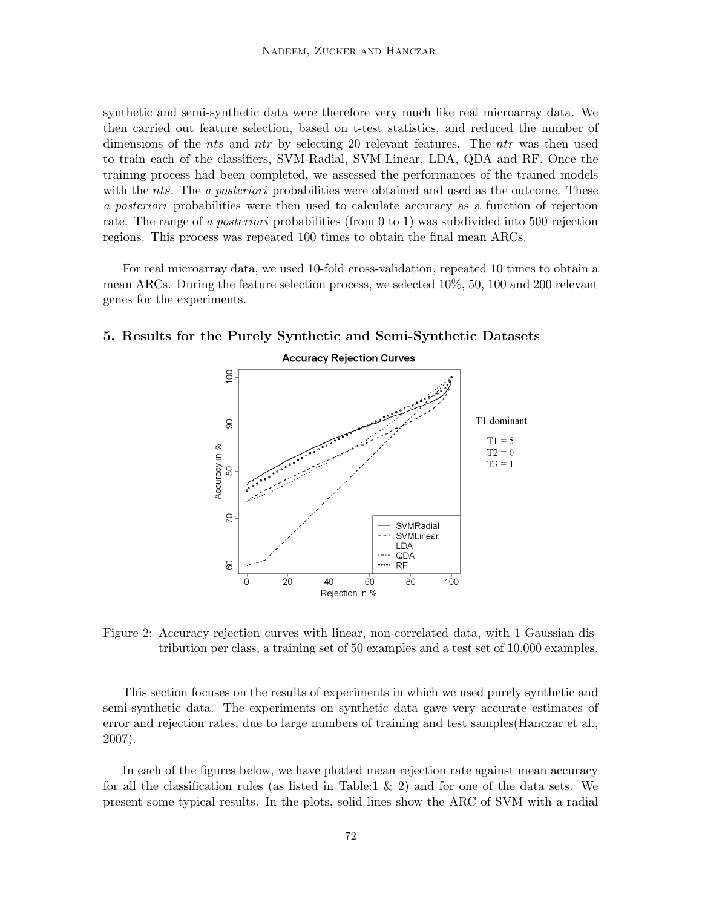synthetic and semi-synthetic data were therefore very much like real microarray data. We then carried out feature selection, based on t-test statistics, and reduced the number of dimensions of the *nts* and *ntr* by selecting 20 relevant features. The *ntr* was then used to train each of the classifiers, SVM-Radial, SVM-Linear, LDA, QDA and RF. Once the training process had been completed, we assessed the performances of the trained models with the *nts*. The *a posteriori* probabilities were obtained and used as the outcome. These *a posteriori* probabilities were then used to calculate accuracy as a function of rejection rate. The range of *a posteriori* probabilities (from 0 to 1) was subdivided into 500 rejection regions. This process was repeated 100 times to obtain the final mean ARCs.

For real microarray data, we used 10-fold cross-validation, repeated 10 times to obtain a mean ARCs. During the feature selection process, we selected 10%, 50, 100 and 200 relevant genes for the experiments.

## 5. Results for the Purely Synthetic and Semi-Synthetic Datasets

Figure 2: Accuracy-rejection curves with linear, non-correlated data, with 1 Gaussian distribution per class, a training set of 50 examples and a test set of 10,000 examples.

This section focuses on the results of experiments in which we used purely synthetic and semi-synthetic data. The experiments on synthetic data gave very accurate estimates of error and rejection rates, due to large numbers of training and test samples(Hanczar et al., 2007).

In each of the figures below, we have plotted mean rejection rate against mean accuracy for all the classification rules (as listed in Table:1 & 2) and for one of the data sets. We present some typical results. In the plots, solid lines show the ARC of SVM with a radial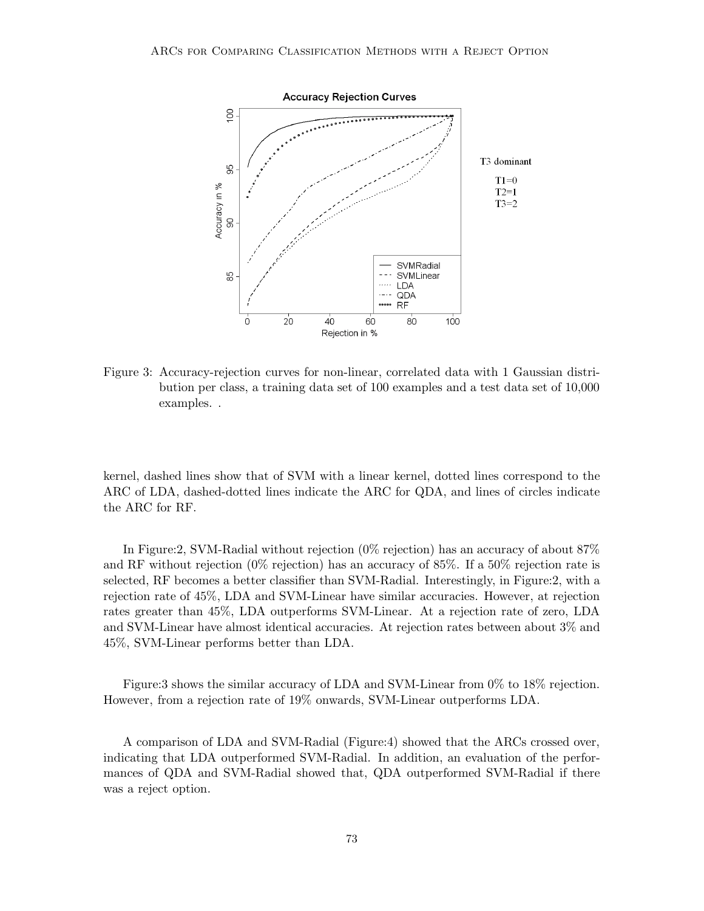Figure 3: Accuracy-rejection curves for non-linear, correlated data with 1 Gaussian distribution per class, a training data set of 100 examples and a test data set of 10,000 examples. .

kernel, dashed lines show that of SVM with a linear kernel, dotted lines correspond to the ARC of LDA, dashed-dotted lines indicate the ARC for QDA, and lines of circles indicate the ARC for RF.

In Figure:2, SVM-Radial without rejection (0% rejection) has an accuracy of about 87% and RF without rejection (0% rejection) has an accuracy of 85%. If a 50% rejection rate is selected, RF becomes a better classifier than SVM-Radial. Interestingly, in Figure:2, with a rejection rate of 45%, LDA and SVM-Linear have similar accuracies. However, at rejection rates greater than 45%, LDA outperforms SVM-Linear. At a rejection rate of zero, LDA and SVM-Linear have almost identical accuracies. At rejection rates between about 3% and 45%, SVM-Linear performs better than LDA.

Figure:3 shows the similar accuracy of LDA and SVM-Linear from 0% to 18% rejection. However, from a rejection rate of 19% onwards, SVM-Linear outperforms LDA.

A comparison of LDA and SVM-Radial (Figure:4) showed that the ARCs crossed over, indicating that LDA outperformed SVM-Radial. In addition, an evaluation of the performances of QDA and SVM-Radial showed that, QDA outperformed SVM-Radial if there was a reject option.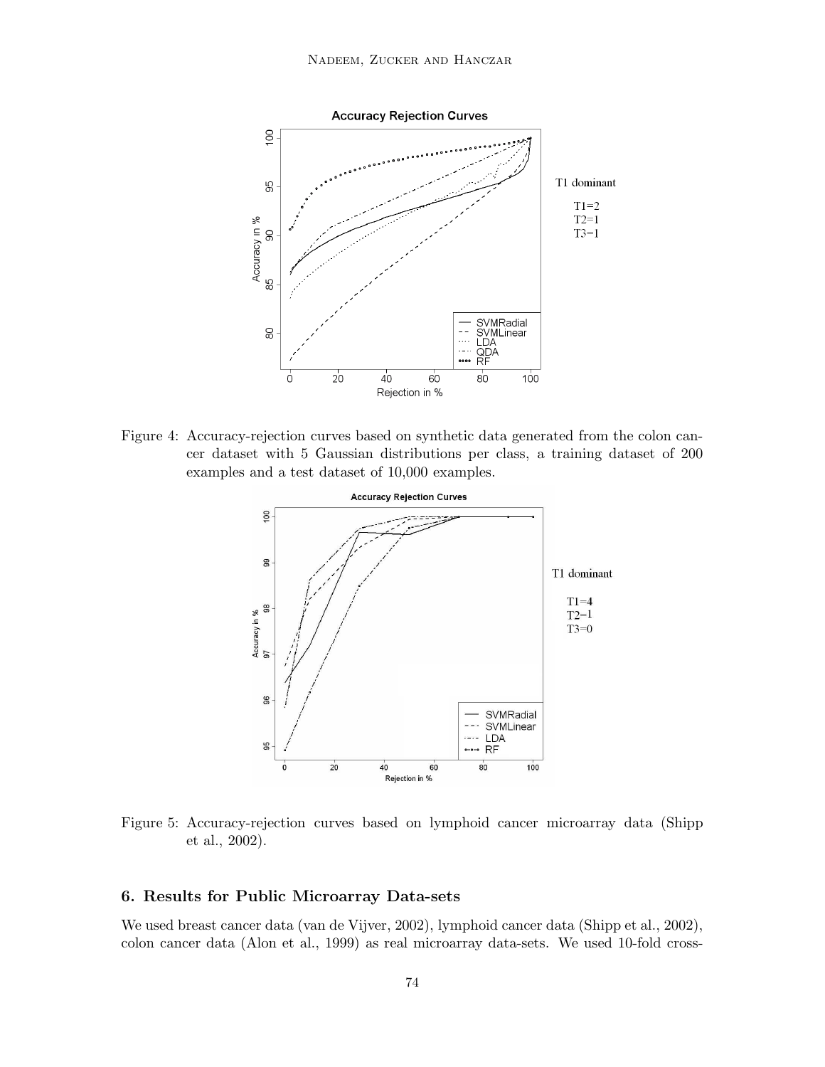Figure 4: Accuracy-rejection curves based on synthetic data generated from the colon cancer dataset with 5 Gaussian distributions per class, a training dataset of 200 examples and a test dataset of 10,000 examples.

Figure 5: Accuracy-rejection curves based on lymphoid cancer microarray data (Shipp et al., 2002).

## 6. Results for Public Microarray Data-sets

We used breast cancer data (van de Vijver, 2002), lymphoid cancer data (Shipp et al., 2002), colon cancer data (Alon et al., 1999) as real microarray data-sets. We used 10-fold cross-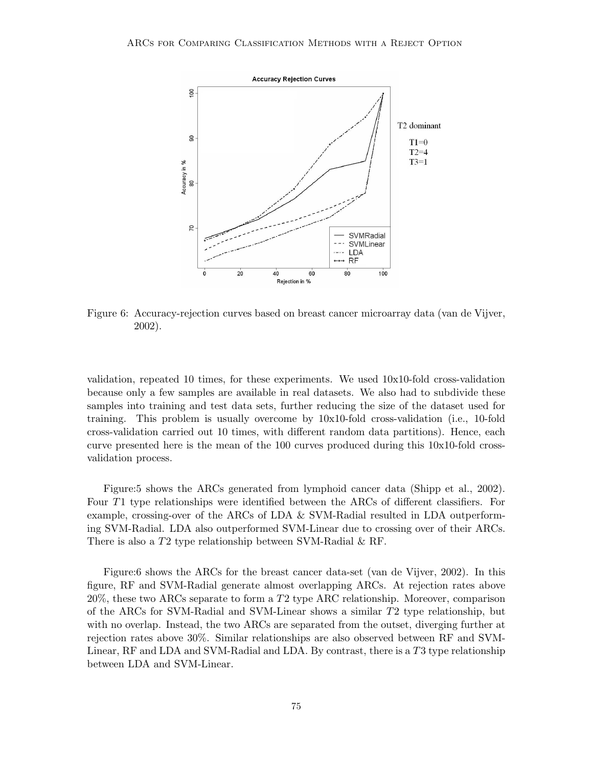Figure 6: Accuracy-rejection curves based on breast cancer microarray data (van de Vijver, 2002).

validation, repeated 10 times, for these experiments. We used 10x10-fold cross-validation because only a few samples are available in real datasets. We also had to subdivide these samples into training and test data sets, further reducing the size of the dataset used for training. This problem is usually overcome by 10x10-fold cross-validation (i.e., 10-fold cross-validation carried out 10 times, with different random data partitions). Hence, each curve presented here is the mean of the 100 curves produced during this 10x10-fold cross-validation process.

Figure:5 shows the ARCs generated from lymphoid cancer data (Shipp et al., 2002). Four $T1$ type relationships were identified between the ARCs of different classifiers. For example, crossing-over of the ARCs of LDA & SVM-Radial resulted in LDA outperforming SVM-Radial. LDA also outperformed SVM-Linear due to crossing over of their ARCs. There is also a $T2$ type relationship between SVM-Radial & RF.

Figure:6 shows the ARCs for the breast cancer data-set (van de Vijver, 2002). In this figure, RF and SVM-Radial generate almost overlapping ARCs. At rejection rates above 20%, these two ARCs separate to form a $T2$ type ARC relationship. Moreover, comparison of the ARCs for SVM-Radial and SVM-Linear shows a similar $T2$ type relationship, but with no overlap. Instead, the two ARCs are separated from the outset, diverging further at rejection rates above 30%. Similar relationships are also observed between RF and SVM-Linear, RF and LDA and SVM-Radial and LDA. By contrast, there is a $T3$ type relationship between LDA and SVM-Linear.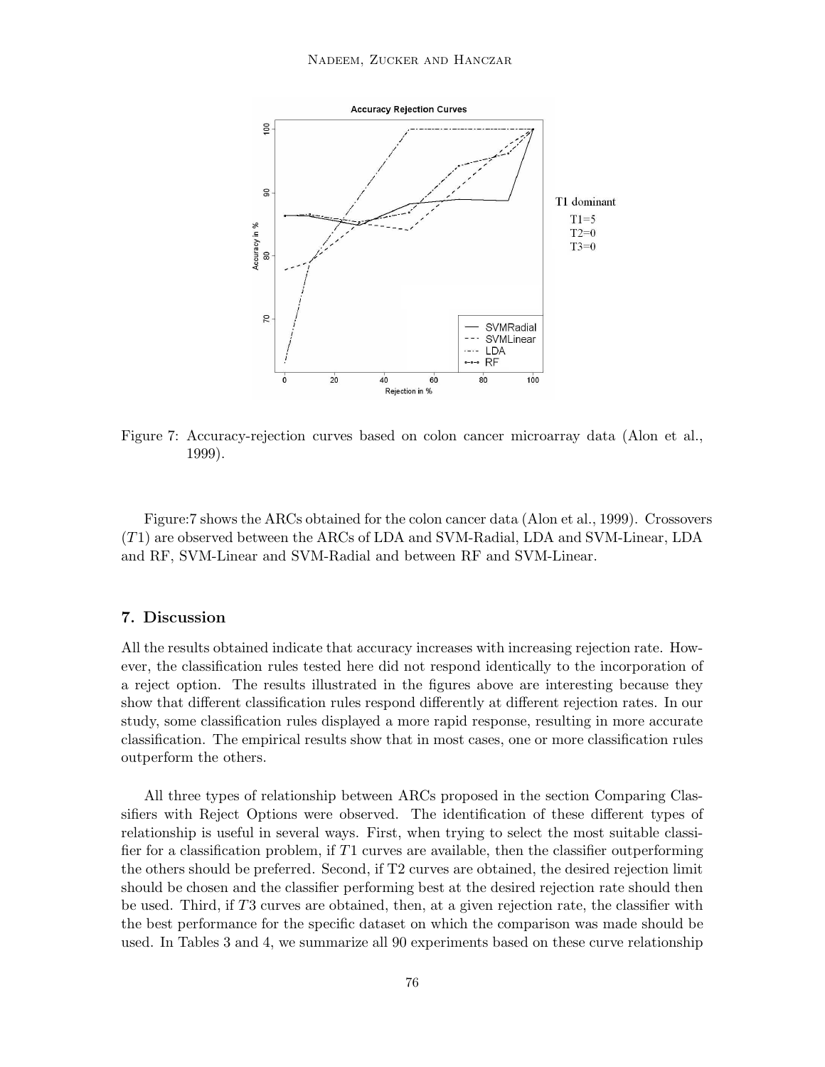Figure 7: Accuracy-rejection curves based on colon cancer microarray data (Alon et al., 1999).

Figure:7 shows the ARCs obtained for the colon cancer data (Alon et al., 1999). Crossovers ($T1$) are observed between the ARCs of LDA and SVM-Radial, LDA and SVM-Linear, LDA and RF, SVM-Linear and SVM-Radial and between RF and SVM-Linear.

## 7. Discussion

All the results obtained indicate that accuracy increases with increasing rejection rate. However, the classification rules tested here did not respond identically to the incorporation of a reject option. The results illustrated in the figures above are interesting because they show that different classification rules respond differently at different rejection rates. In our study, some classification rules displayed a more rapid response, resulting in more accurate classification. The empirical results show that in most cases, one or more classification rules outperform the others.

All three types of relationship between ARCs proposed in the section Comparing Classifiers with Reject Options were observed. The identification of these different types of relationship is useful in several ways. First, when trying to select the most suitable classifier for a classification problem, if $T1$ curves are available, then the classifier outperforming the others should be preferred. Second, if T2 curves are obtained, the desired rejection limit should be chosen and the classifier performing best at the desired rejection rate should then be used. Third, if $T3$ curves are obtained, then, at a given rejection rate, the classifier with the best performance for the specific dataset on which the comparison was made should be used. In Tables 3 and 4, we summarize all 90 experiments based on these curve relationship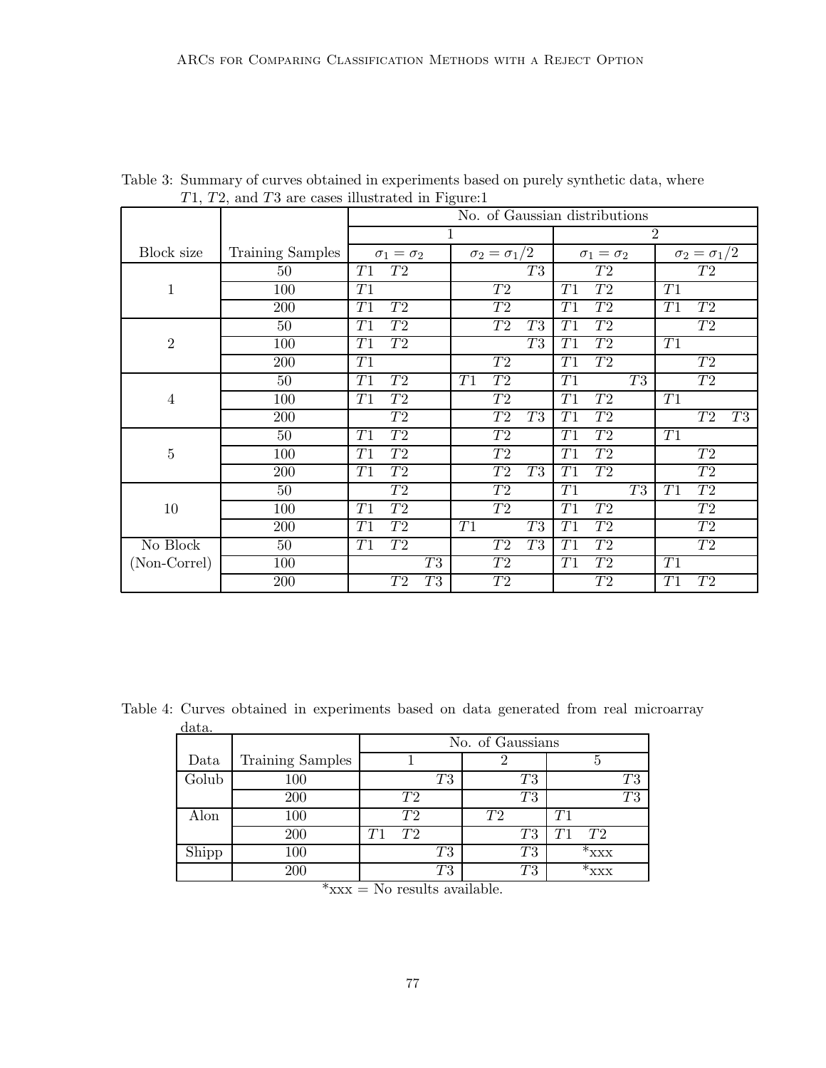Table 3: Summary of curves obtained in experiments based on purely synthetic data, where $T1$, $T2$, and $T3$ are cases illustrated in Figure:1

| | | No. of Gaussian distributions | | | |
|---|---|---|---|---|---|
| | | 1 | | 2 | |
| Block size | Training Samples | $\sigma_1 = \sigma_2$ | $\sigma_2 = \sigma_1/2$ | $\sigma_1 = \sigma_2$ | $\sigma_2 = \sigma_1/2$ |
| 1 | 50 | $T1$ $T2$ | $T3$ | $T2$ | $T2$ |
| | 100 | $T1$ | $T2$ | $T1$ $T2$ | $T1$ |
| | 200 | $T1$ $T2$ | $T2$ | $T1$ $T2$ | $T1$ $T2$ |
| 2 | 50 | $T1$ $T2$ | $T2$ $T3$ | $T1$ $T2$ | $T2$ |
| | 100 | $T1$ $T2$ | $T3$ | $T1$ $T2$ | $T1$ |
| | 200 | $T1$ | $T2$ | $T1$ $T2$ | $T2$ |
| 4 | 50 | $T1$ $T2$ | $T1$ $T2$ | $T1$ $T3$ | $T2$ |
| | 100 | $T1$ $T2$ | $T2$ | $T1$ $T2$ | $T1$ |
| | 200 | $T2$ | $T2$ $T3$ | $T1$ $T2$ | $T2$ $T3$ |
| 5 | 50 | $T1$ $T2$ | $T2$ | $T1$ $T2$ | $T1$ |
| | 100 | $T1$ $T2$ | $T2$ | $T1$ $T2$ | $T2$ |
| | 200 | $T1$ $T2$ | $T2$ $T3$ | $T1$ $T2$ | $T2$ |
| 10 | 50 | $T2$ | $T2$ | $T1$ $T3$ | $T1$ $T2$ |
| | 100 | $T1$ $T2$ | $T2$ | $T1$ $T2$ | $T2$ |
| | 200 | $T1$ $T2$ | $T1$ $T3$ | $T1$ $T2$ | $T2$ |
| No Block (Non-Correl) | 50 | $T1$ $T2$ | $T2$ $T3$ | $T1$ $T2$ | $T2$ |
| | 100 | $T3$ | $T2$ | $T1$ $T2$ | $T1$ |
| | 200 | $T2$ $T3$ | $T2$ | $T2$ | $T1$ $T2$ |

Table 4: Curves obtained in experiments based on data generated from real microarray data.

| | | No. of Gaussians | | |
|---|---|---|---|---|
| Data | Training Samples | 1 | 2 | 5 |
| Golub | 100 | $T3$ | $T3$ | $T3$ |
| | 200 | $T2$ | $T3$ | $T3$ |
| Alon | 100 | $T2$ | $T2$ | $T1$ |
| | 200 | $T1$ $T2$ | $T3$ | $T1$ $T2$ |
| Shipp | 100 | $T3$ | $T3$ | *xxx |
| | 200 | $T3$ | $T3$ | *xxx |

*xxx = No results available.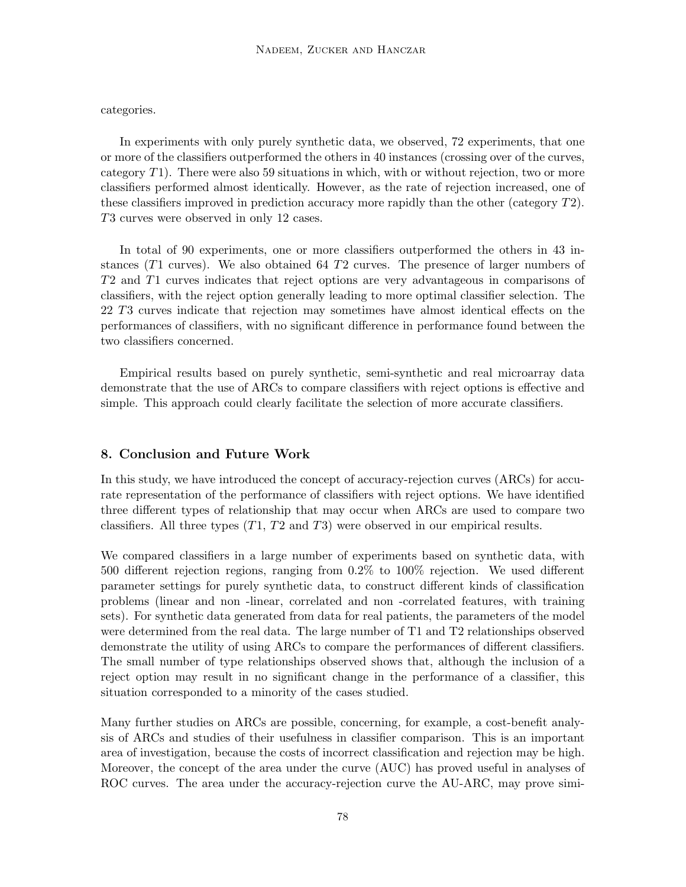categories.

In experiments with only purely synthetic data, we observed, 72 experiments, that one or more of the classifiers outperformed the others in 40 instances (crossing over of the curves, category $T1$). There were also 59 situations in which, with or without rejection, two or more classifiers performed almost identically. However, as the rate of rejection increased, one of these classifiers improved in prediction accuracy more rapidly than the other (category $T2$). $T3$ curves were observed in only 12 cases.

In total of 90 experiments, one or more classifiers outperformed the others in 43 instances ($T1$ curves). We also obtained 64 $T2$ curves. The presence of larger numbers of $T2$ and $T1$ curves indicates that reject options are very advantageous in comparisons of classifiers, with the reject option generally leading to more optimal classifier selection. The 22 $T3$ curves indicate that rejection may sometimes have almost identical effects on the performances of classifiers, with no significant difference in performance found between the two classifiers concerned.

Empirical results based on purely synthetic, semi-synthetic and real microarray data demonstrate that the use of ARCs to compare classifiers with reject options is effective and simple. This approach could clearly facilitate the selection of more accurate classifiers.

## 8. Conclusion and Future Work

In this study, we have introduced the concept of accuracy-rejection curves (ARCs) for accurate representation of the performance of classifiers with reject options. We have identified three different types of relationship that may occur when ARCs are used to compare two classifiers. All three types ($T1$, $T2$ and $T3$) were observed in our empirical results.

We compared classifiers in a large number of experiments based on synthetic data, with 500 different rejection regions, ranging from 0.2% to 100% rejection. We used different parameter settings for purely synthetic data, to construct different kinds of classification problems (linear and non -linear, correlated and non -correlated features, with training sets). For synthetic data generated from data for real patients, the parameters of the model were determined from the real data. The large number of T1 and T2 relationships observed demonstrate the utility of using ARCs to compare the performances of different classifiers. The small number of type relationships observed shows that, although the inclusion of a reject option may result in no significant change in the performance of a classifier, this situation corresponded to a minority of the cases studied.

Many further studies on ARCs are possible, concerning, for example, a cost-benefit analysis of ARCs and studies of their usefulness in classifier comparison. This is an important area of investigation, because the costs of incorrect classification and rejection may be high. Moreover, the concept of the area under the curve (AUC) has proved useful in analyses of ROC curves. The area under the accuracy-rejection curve the AU-ARC, may prove simi-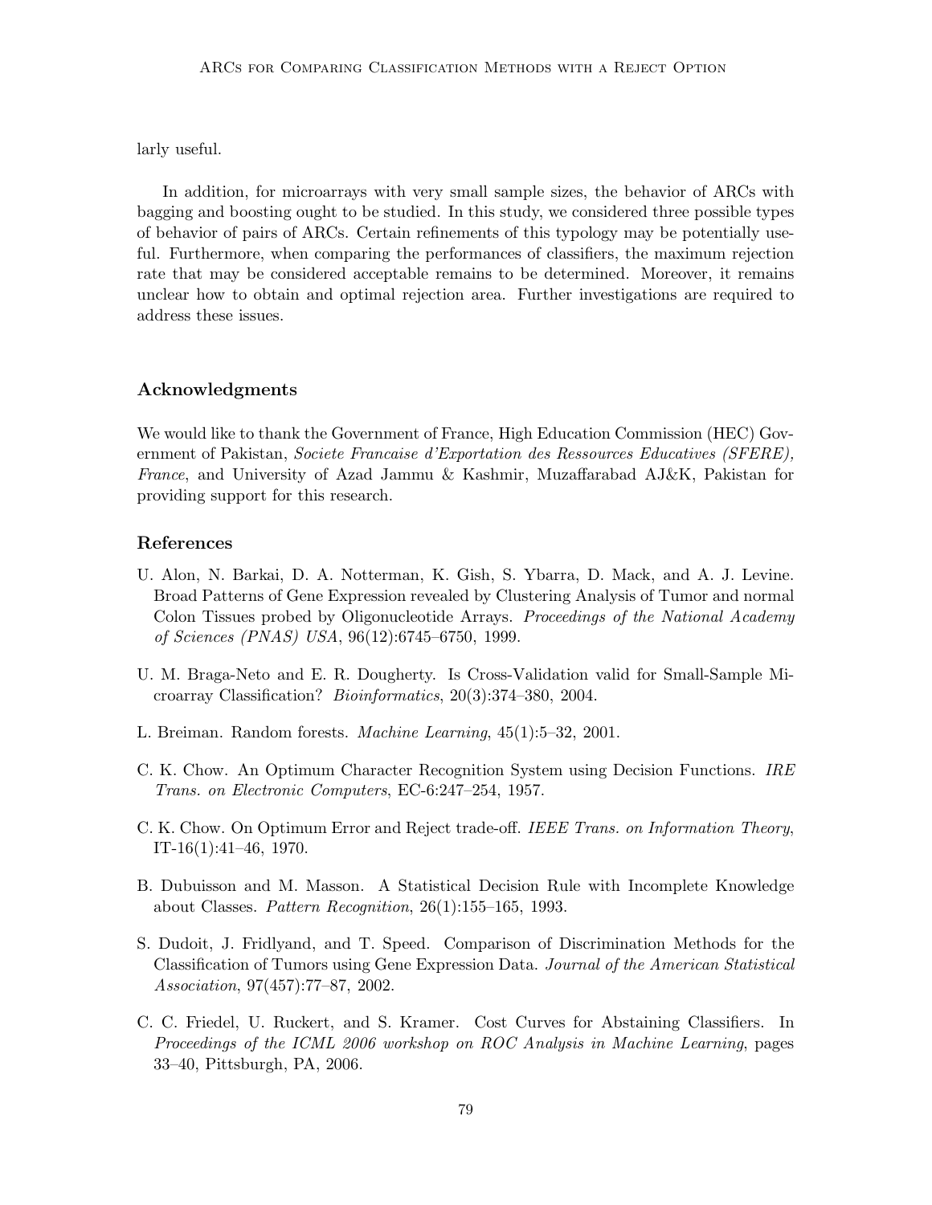larly useful.

In addition, for microarrays with very small sample sizes, the behavior of ARCs with bagging and boosting ought to be studied. In this study, we considered three possible types of behavior of pairs of ARCs. Certain refinements of this typology may be potentially useful. Furthermore, when comparing the performances of classifiers, the maximum rejection rate that may be considered acceptable remains to be determined. Moreover, it remains unclear how to obtain and optimal rejection area. Further investigations are required to address these issues.

## Acknowledgments

We would like to thank the Government of France, High Education Commission (HEC) Government of Pakistan, *Societe Francaise d'Exportation des Ressources Educatives (SFERE), France*, and University of Azad Jammu & Kashmir, Muzaffarabad AJ&K, Pakistan for providing support for this research.

## References

U. Alon, N. Barkai, D. A. Notterman, K. Gish, S. Ybarra, D. Mack, and A. J. Levine. Broad Patterns of Gene Expression revealed by Clustering Analysis of Tumor and normal Colon Tissues probed by Oligonucleotide Arrays. *Proceedings of the National Academy of Sciences (PNAS) USA*, 96(12):6745–6750, 1999.

U. M. Braga-Neto and E. R. Dougherty. Is Cross-Validation valid for Small-Sample Microarray Classification? *Bioinformatics*, 20(3):374–380, 2004.

L. Breiman. Random forests. *Machine Learning*, 45(1):5–32, 2001.

C. K. Chow. An Optimum Character Recognition System using Decision Functions. *IRE Trans. on Electronic Computers*, EC-6:247–254, 1957.

C. K. Chow. On Optimum Error and Reject trade-off. *IEEE Trans. on Information Theory*, IT-16(1):41–46, 1970.

B. Dubuisson and M. Masson. A Statistical Decision Rule with Incomplete Knowledge about Classes. *Pattern Recognition*, 26(1):155–165, 1993.

S. Dudoit, J. Fridlyand, and T. Speed. Comparison of Discrimination Methods for the Classification of Tumors using Gene Expression Data. *Journal of the American Statistical Association*, 97(457):77–87, 2002.

C. C. Friedel, U. Ruckert, and S. Kramer. Cost Curves for Abstaining Classifiers. In *Proceedings of the ICML 2006 workshop on ROC Analysis in Machine Learning*, pages 33–40, Pittsburgh, PA, 2006.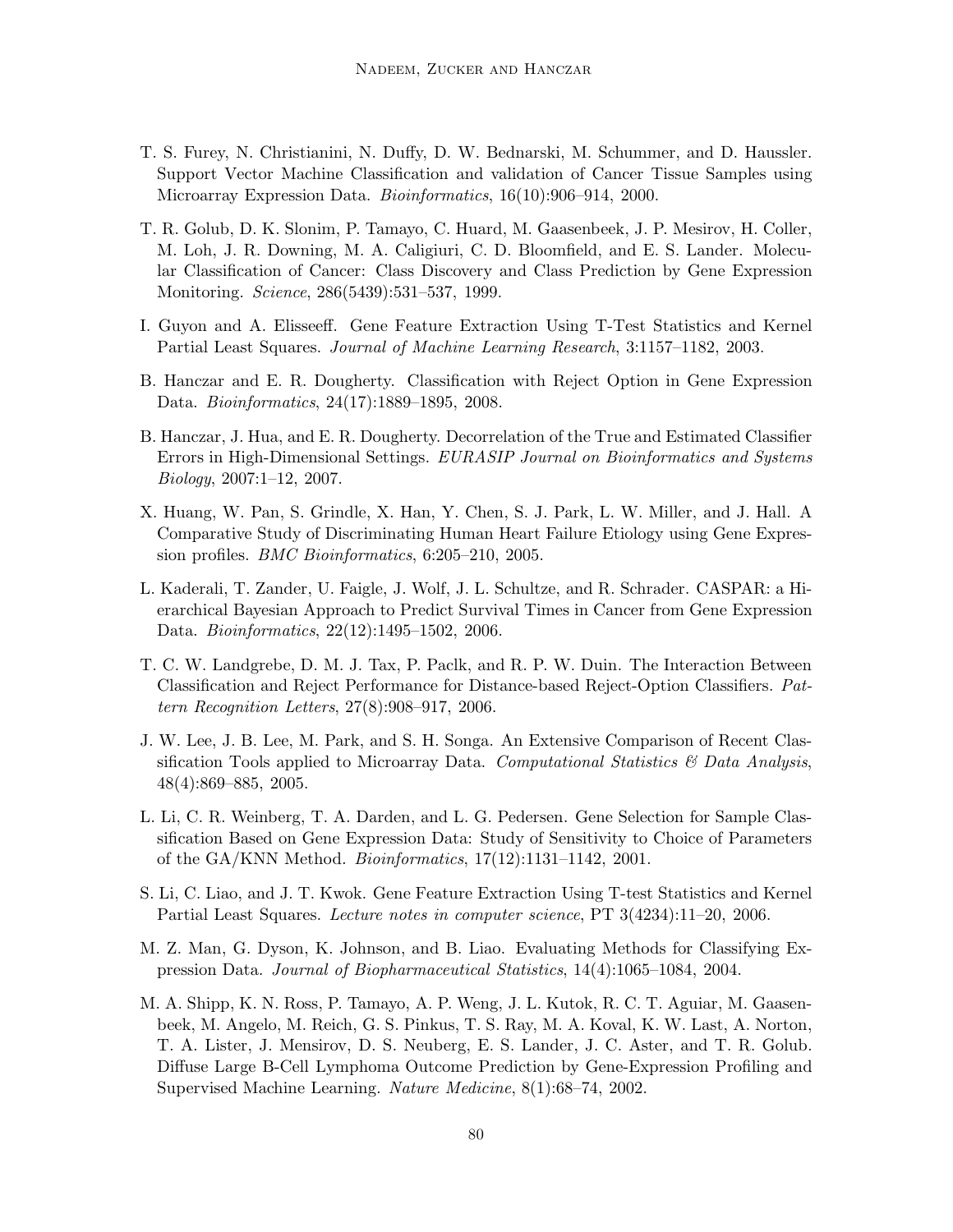T. S. Furey, N. Christianini, N. Duffy, D. W. Bednarski, M. Schummer, and D. Haussler. Support Vector Machine Classification and validation of Cancer Tissue Samples using Microarray Expression Data. *Bioinformatics*, 16(10):906–914, 2000.

T. R. Golub, D. K. Slonim, P. Tamayo, C. Huard, M. Gaasenbeek, J. P. Mesirov, H. Coller, M. Loh, J. R. Downing, M. A. Caligiuri, C. D. Bloomfield, and E. S. Lander. Molecular Classification of Cancer: Class Discovery and Class Prediction by Gene Expression Monitoring. *Science*, 286(5439):531–537, 1999.

I. Guyon and A. Elisseeff. Gene Feature Extraction Using T-Test Statistics and Kernel Partial Least Squares. *Journal of Machine Learning Research*, 3:1157–1182, 2003.

B. Hanczar and E. R. Dougherty. Classification with Reject Option in Gene Expression Data. *Bioinformatics*, 24(17):1889–1895, 2008.

B. Hanczar, J. Hua, and E. R. Dougherty. Decorrelation of the True and Estimated Classifier Errors in High-Dimensional Settings. *EURASIP Journal on Bioinformatics and Systems Biology*, 2007:1–12, 2007.

X. Huang, W. Pan, S. Grindle, X. Han, Y. Chen, S. J. Park, L. W. Miller, and J. Hall. A Comparative Study of Discriminating Human Heart Failure Etiology using Gene Expression profiles. *BMC Bioinformatics*, 6:205–210, 2005.

L. Kaderali, T. Zander, U. Faigle, J. Wolf, J. L. Schultze, and R. Schrader. CASPAR: a Hierarchical Bayesian Approach to Predict Survival Times in Cancer from Gene Expression Data. *Bioinformatics*, 22(12):1495–1502, 2006.

T. C. W. Landgrebe, D. M. J. Tax, P. Paclk, and R. P. W. Duin. The Interaction Between Classification and Reject Performance for Distance-based Reject-Option Classifiers. *Pattern Recognition Letters*, 27(8):908–917, 2006.

J. W. Lee, J. B. Lee, M. Park, and S. H. Songa. An Extensive Comparison of Recent Classification Tools applied to Microarray Data. *Computational Statistics & Data Analysis*, 48(4):869–885, 2005.

L. Li, C. R. Weinberg, T. A. Darden, and L. G. Pedersen. Gene Selection for Sample Classification Based on Gene Expression Data: Study of Sensitivity to Choice of Parameters of the GA/KNN Method. *Bioinformatics*, 17(12):1131–1142, 2001.

S. Li, C. Liao, and J. T. Kwok. Gene Feature Extraction Using T-test Statistics and Kernel Partial Least Squares. *Lecture notes in computer science*, PT 3(4234):11–20, 2006.

M. Z. Man, G. Dyson, K. Johnson, and B. Liao. Evaluating Methods for Classifying Expression Data. *Journal of Biopharmaceutical Statistics*, 14(4):1065–1084, 2004.

M. A. Shipp, K. N. Ross, P. Tamayo, A. P. Weng, J. L. Kutok, R. C. T. Aguiar, M. Gaasenbeek, M. Angelo, M. Reich, G. S. Pinkus, T. S. Ray, M. A. Koval, K. W. Last, A. Norton, T. A. Lister, J. Mensirov, D. S. Neuberg, E. S. Lander, J. C. Aster, and T. R. Golub. Diffuse Large B-Cell Lymphoma Outcome Prediction by Gene-Expression Profiling and Supervised Machine Learning. *Nature Medicine*, 8(1):68–74, 2002.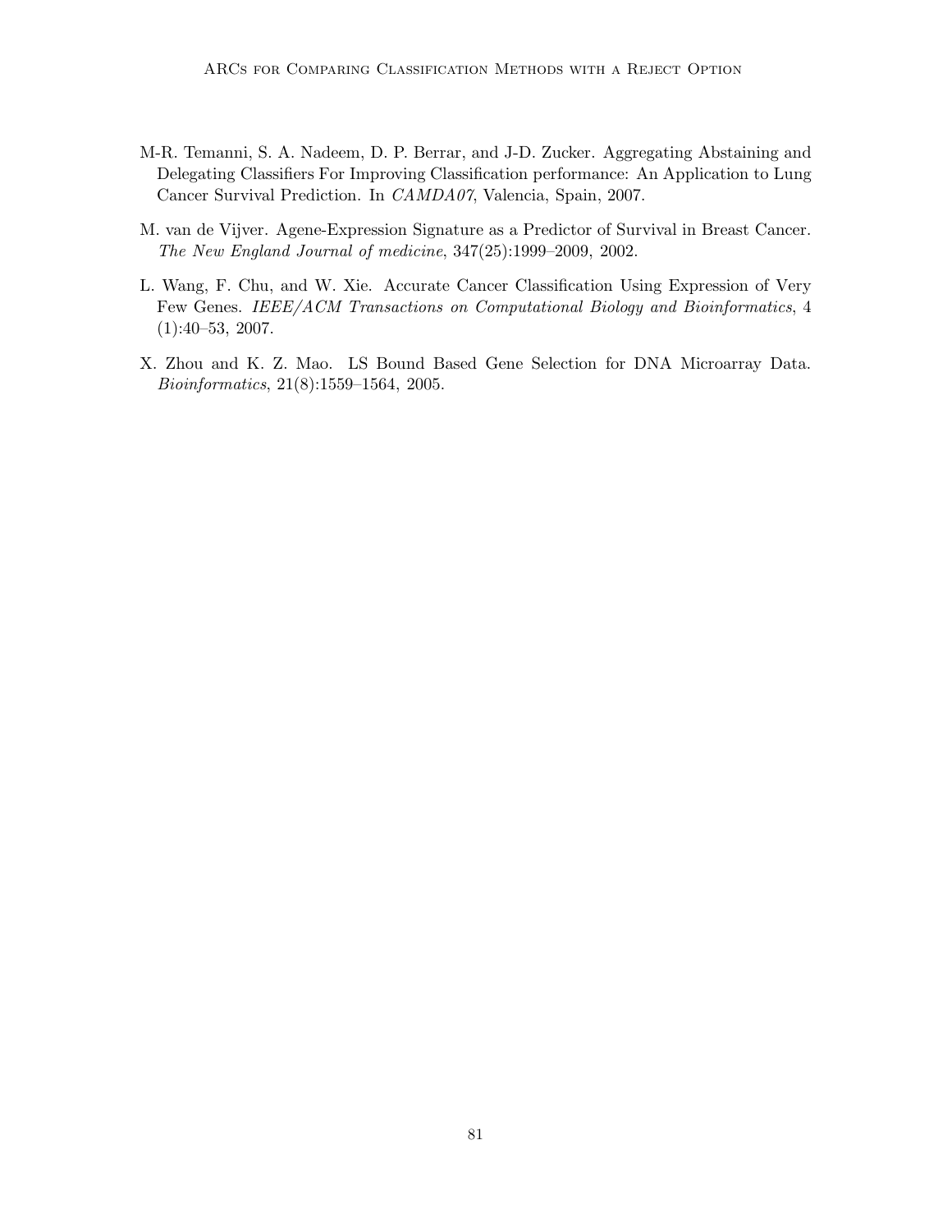M-R. Temanni, S. A. Nadeem, D. P. Berrar, and J-D. Zucker. Aggregating Abstaining and Delegating Classifiers For Improving Classification performance: An Application to Lung Cancer Survival Prediction. In *CAMDA07*, Valencia, Spain, 2007.

M. van de Vijver. Agene-Expression Signature as a Predictor of Survival in Breast Cancer. *The New England Journal of medicine*, 347(25):1999–2009, 2002.

L. Wang, F. Chu, and W. Xie. Accurate Cancer Classification Using Expression of Very Few Genes. *IEEE/ACM Transactions on Computational Biology and Bioinformatics*, 4 (1):40–53, 2007.

X. Zhou and K. Z. Mao. LS Bound Based Gene Selection for DNA Microarray Data. *Bioinformatics*, 21(8):1559–1564, 2005.